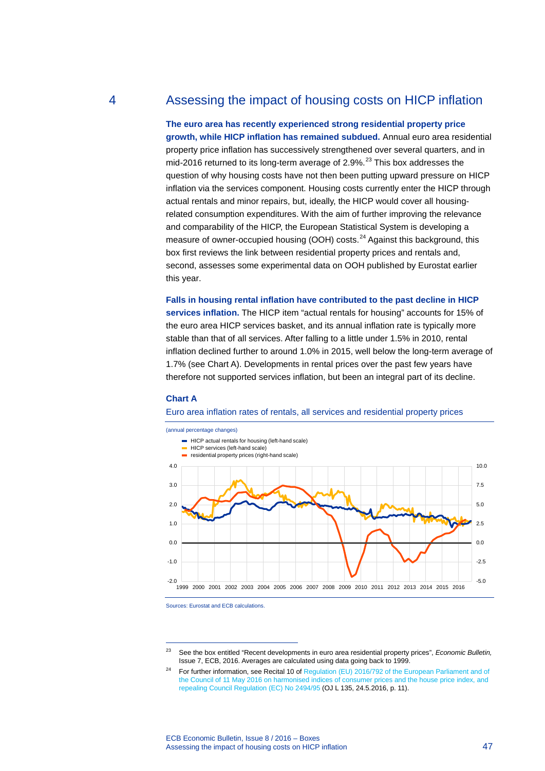# 4 Assessing the impact of housing costs on HICP inflation

**The euro area has recently experienced strong residential property price growth, while HICP inflation has remained subdued.** Annual euro area residential property price inflation has successively strengthened over several quarters, and in mid-2016 returned to its long-term average of 2.9%.[23] This box addresses the question of why housing costs have not then been putting upward pressure on HICP inflation via the services component. Housing costs currently enter the HICP through actual rentals and minor repairs, but, ideally, the HICP would cover all housing-related consumption expenditures. With the aim of further improving the relevance and comparability of the HICP, the European Statistical System is developing a measure of owner-occupied housing (OOH) costs.[24] Against this background, this box first reviews the link between residential property prices and rentals and, second, assesses some experimental data on OOH published by Eurostat earlier this year.

**Falls in housing rental inflation have contributed to the past decline in HICP services inflation.** The HICP item "actual rentals for housing" accounts for 15% of the euro area HICP services basket, and its annual inflation rate is typically more stable than that of all services. After falling to a little under 1.5% in 2010, rental inflation declined further to around 1.0% in 2015, well below the long-term average of 1.7% (see Chart A). Developments in rental prices over the past few years have therefore not supported services inflation, but been an integral part of its decline.

**Chart A**

Euro area inflation rates of rentals, all services and residential property prices

(annual percentage changes)

- HICP actual rentals for housing (left-hand scale)
- HICP services (left-hand scale)
- residential property prices (right-hand scale)

Sources: Eurostat and ECB calculations.

---

[23] See the box entitled "Recent developments in euro area residential property prices", *Economic Bulletin,* Issue 7, ECB, 2016. Averages are calculated using data going back to 1999.

[24] For further information, see Recital 10 of Regulation (EU) 2016/792 of the European Parliament and of the Council of 11 May 2016 on harmonised indices of consumer prices and the house price index, and repealing Council Regulation (EC) No 2494/95 (OJ L 135, 24.5.2016, p. 11).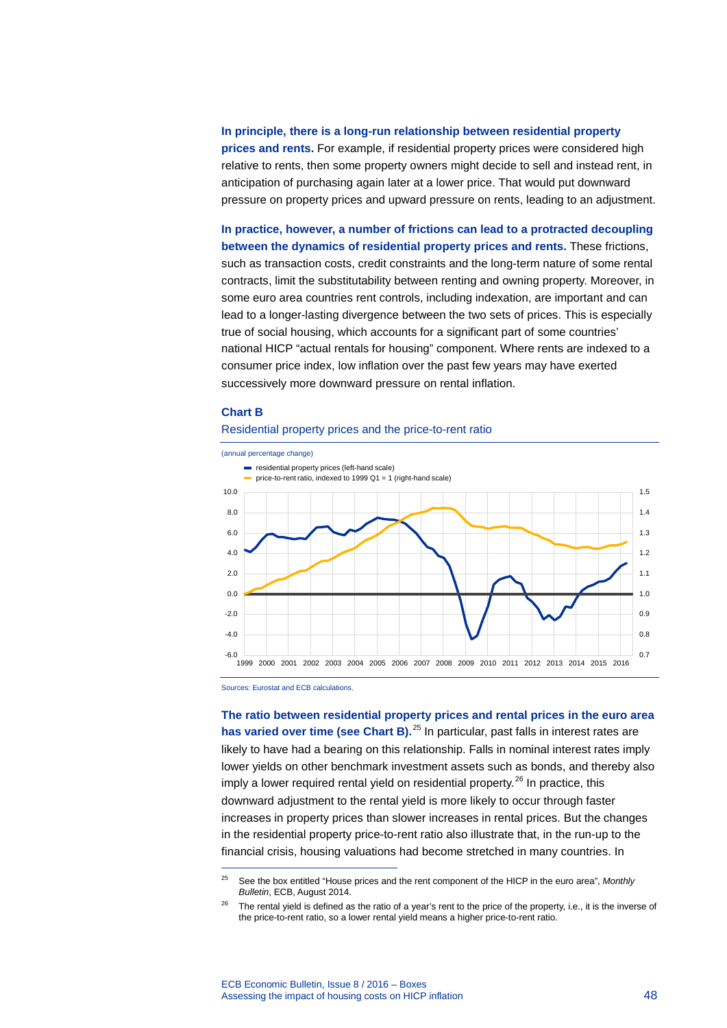**In principle, there is a long-run relationship between residential property prices and rents.** For example, if residential property prices were considered high relative to rents, then some property owners might decide to sell and instead rent, in anticipation of purchasing again later at a lower price. That would put downward pressure on property prices and upward pressure on rents, leading to an adjustment.

**In practice, however, a number of frictions can lead to a protracted decoupling between the dynamics of residential property prices and rents.** These frictions, such as transaction costs, credit constraints and the long-term nature of some rental contracts, limit the substitutability between renting and owning property. Moreover, in some euro area countries rent controls, including indexation, are important and can lead to a longer-lasting divergence between the two sets of prices. This is especially true of social housing, which accounts for a significant part of some countries' national HICP "actual rentals for housing" component. Where rents are indexed to a consumer price index, low inflation over the past few years may have exerted successively more downward pressure on rental inflation.

**Chart B**

Residential property prices and the price-to-rent ratio

(annual percentage change)

- residential property prices (left-hand scale)
- price-to-rent ratio, indexed to 1999 Q1 = 1 (right-hand scale)

Sources: Eurostat and ECB calculations.

**The ratio between residential property prices and rental prices in the euro area has varied over time (see Chart B).**[25] In particular, past falls in interest rates are likely to have had a bearing on this relationship. Falls in nominal interest rates imply lower yields on other benchmark investment assets such as bonds, and thereby also imply a lower required rental yield on residential property.[26] In practice, this downward adjustment to the rental yield is more likely to occur through faster increases in property prices than slower increases in rental prices. But the changes in the residential property price-to-rent ratio also illustrate that, in the run-up to the financial crisis, housing valuations had become stretched in many countries. In

[25] See the box entitled "House prices and the rent component of the HICP in the euro area", *Monthly Bulletin*, ECB, August 2014.

[26] The rental yield is defined as the ratio of a year's rent to the price of the property, i.e., it is the inverse of the price-to-rent ratio, so a lower rental yield means a higher price-to-rent ratio.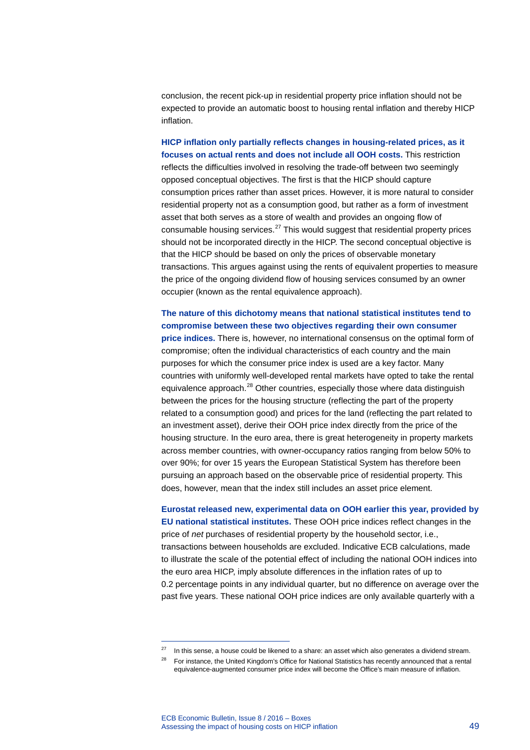conclusion, the recent pick-up in residential property price inflation should not be expected to provide an automatic boost to housing rental inflation and thereby HICP inflation.

**HICP inflation only partially reflects changes in housing-related prices, as it focuses on actual rents and does not include all OOH costs.** This restriction reflects the difficulties involved in resolving the trade-off between two seemingly opposed conceptual objectives. The first is that the HICP should capture consumption prices rather than asset prices. However, it is more natural to consider residential property not as a consumption good, but rather as a form of investment asset that both serves as a store of wealth and provides an ongoing flow of consumable housing services.[27] This would suggest that residential property prices should not be incorporated directly in the HICP. The second conceptual objective is that the HICP should be based on only the prices of observable monetary transactions. This argues against using the rents of equivalent properties to measure the price of the ongoing dividend flow of housing services consumed by an owner occupier (known as the rental equivalence approach).

**The nature of this dichotomy means that national statistical institutes tend to compromise between these two objectives regarding their own consumer price indices.** There is, however, no international consensus on the optimal form of compromise; often the individual characteristics of each country and the main purposes for which the consumer price index is used are a key factor. Many countries with uniformly well-developed rental markets have opted to take the rental equivalence approach.[28] Other countries, especially those where data distinguish between the prices for the housing structure (reflecting the part of the property related to a consumption good) and prices for the land (reflecting the part related to an investment asset), derive their OOH price index directly from the price of the housing structure. In the euro area, there is great heterogeneity in property markets across member countries, with owner-occupancy ratios ranging from below 50% to over 90%; for over 15 years the European Statistical System has therefore been pursuing an approach based on the observable price of residential property. This does, however, mean that the index still includes an asset price element.

**Eurostat released new, experimental data on OOH earlier this year, provided by EU national statistical institutes.** These OOH price indices reflect changes in the price of *net* purchases of residential property by the household sector, i.e., transactions between households are excluded. Indicative ECB calculations, made to illustrate the scale of the potential effect of including the national OOH indices into the euro area HICP, imply absolute differences in the inflation rates of up to 0.2 percentage points in any individual quarter, but no difference on average over the past five years. These national OOH price indices are only available quarterly with a

---

[27] In this sense, a house could be likened to a share: an asset which also generates a dividend stream.

[28] For instance, the United Kingdom's Office for National Statistics has recently announced that a rental equivalence-augmented consumer price index will become the Office's main measure of inflation.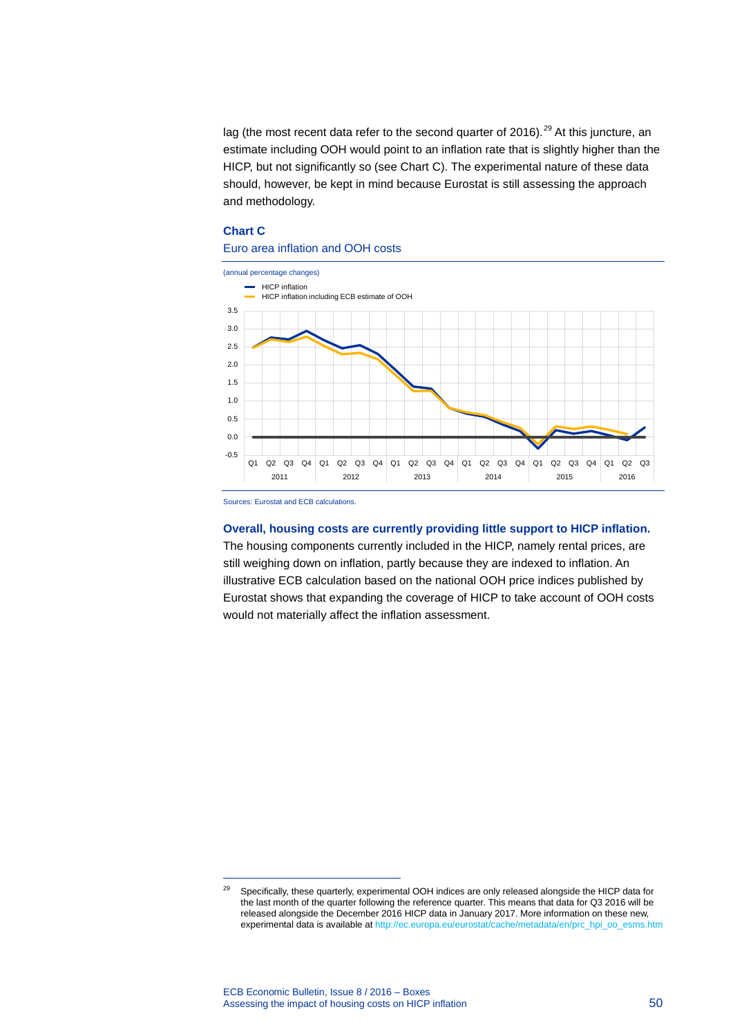lag (the most recent data refer to the second quarter of 2016).[29] At this juncture, an estimate including OOH would point to an inflation rate that is slightly higher than the HICP, but not significantly so (see Chart C). The experimental nature of these data should, however, be kept in mind because Eurostat is still assessing the approach and methodology.

**Chart C**

Euro area inflation and OOH costs

(annual percentage changes)

HICP inflation
HICP inflation including ECB estimate of OOH

3.5
3.0
2.5
2.0
1.5
1.0
0.5
0.0
-0.5

Q1 Q2 Q3 Q4 Q1 Q2 Q3 Q4 Q1 Q2 Q3 Q4 Q1 Q2 Q3 Q4 Q1 Q2 Q3 Q4 Q1 Q2 Q3
2011 2012 2013 2014 2015 2016

Sources: Eurostat and ECB calculations.

**Overall, housing costs are currently providing little support to HICP inflation.** The housing components currently included in the HICP, namely rental prices, are still weighing down on inflation, partly because they are indexed to inflation. An illustrative ECB calculation based on the national OOH price indices published by Eurostat shows that expanding the coverage of HICP to take account of OOH costs would not materially affect the inflation assessment.

---

[29] Specifically, these quarterly, experimental OOH indices are only released alongside the HICP data for the last month of the quarter following the reference quarter. This means that data for Q3 2016 will be released alongside the December 2016 HICP data in January 2017. More information on these new, experimental data is available at http://ec.europa.eu/eurostat/cache/metadata/en/prc_hpi_oo_esms.htm